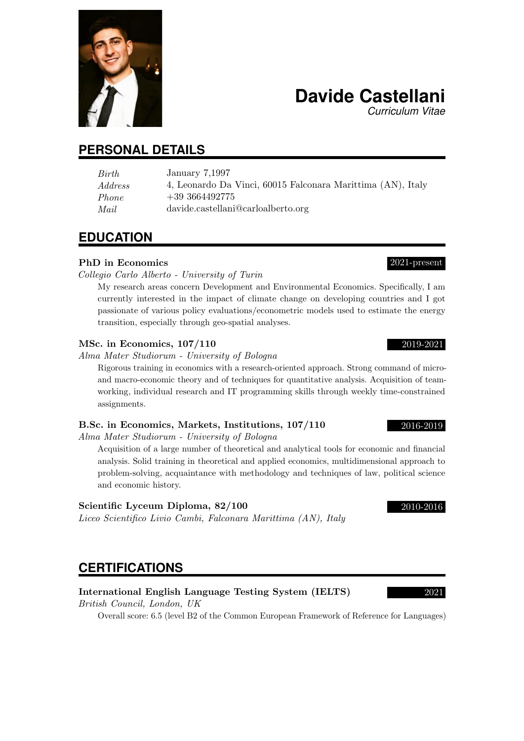# Davide Castellani

*Curriculum Vitae*

## PERSONAL DETAILS

| | |
|---|---|
| *Birth* | January 7,1997 |
| *Address* | 4, Leonardo Da Vinci, 60015 Falconara Marittima (AN), Italy |
| *Phone* | +39 3664492775 |
| *Mail* | davide.castellani@carloalberto.org |

## EDUCATION

**PhD in Economics** — 2021-present

*Collegio Carlo Alberto - University of Turin*

My research areas concern Development and Environmental Economics. Specifically, I am currently interested in the impact of climate change on developing countries and I got passionate of various policy evaluations/econometric models used to estimate the energy transition, especially through geo-spatial analyses.

**MSc. in Economics, 107/110** — 2019-2021

*Alma Mater Studiorum - University of Bologna*

Rigorous training in economics with a research-oriented approach. Strong command of micro- and macro-economic theory and of techniques for quantitative analysis. Acquisition of team-working, individual research and IT programming skills through weekly time-constrained assignments.

**B.Sc. in Economics, Markets, Institutions, 107/110** — 2016-2019

*Alma Mater Studiorum - University of Bologna*

Acquisition of a large number of theoretical and analytical tools for economic and financial analysis. Solid training in theoretical and applied economics, multidimensional approach to problem-solving, acquaintance with methodology and techniques of law, political science and economic history.

**Scientific Lyceum Diploma, 82/100** — 2010-2016

*Liceo Scientifico Livio Cambi, Falconara Marittima (AN), Italy*

## CERTIFICATIONS

**International English Language Testing System (IELTS)** — 2021

*British Council, London, UK*

Overall score: 6.5 (level B2 of the Common European Framework of Reference for Languages)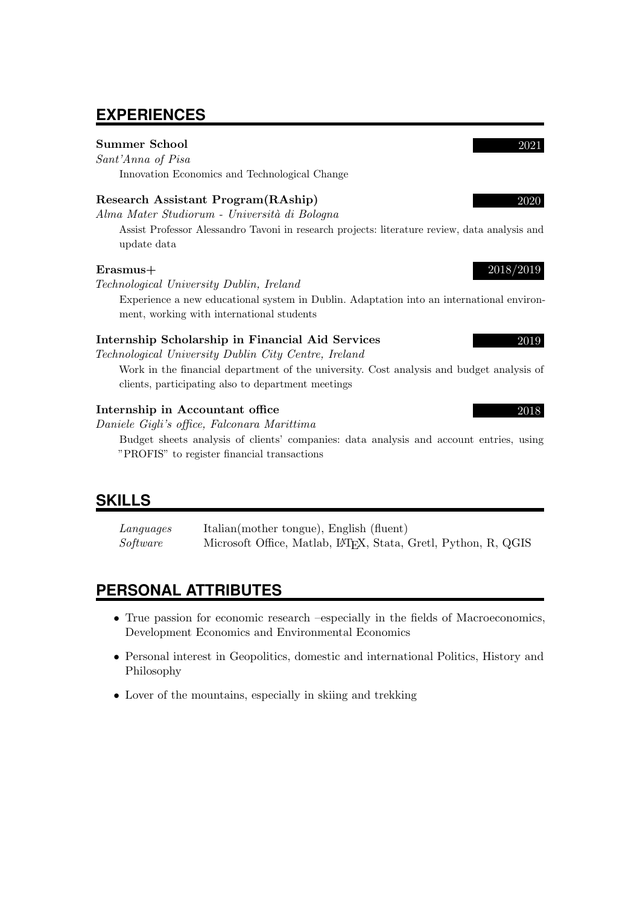## EXPERIENCES

**Summer School** 2021
*Sant'Anna of Pisa*
Innovation Economics and Technological Change

**Research Assistant Program(RAship)** 2020
*Alma Mater Studiorum - Università di Bologna*
Assist Professor Alessandro Tavoni in research projects: literature review, data analysis and update data

**Erasmus+** 2018/2019
*Technological University Dublin, Ireland*
Experience a new educational system in Dublin. Adaptation into an international environment, working with international students

**Internship Scholarship in Financial Aid Services** 2019
*Technological University Dublin City Centre, Ireland*
Work in the financial department of the university. Cost analysis and budget analysis of clients, participating also to department meetings

**Internship in Accountant office** 2018
*Daniele Gigli's office, Falconara Marittima*
Budget sheets analysis of clients' companies: data analysis and account entries, using "PROFIS" to register financial transactions

## SKILLS

| | |
|---|---|
| *Languages* | Italian(mother tongue), English (fluent) |
| *Software* | Microsoft Office, Matlab, LaTeX, Stata, Gretl, Python, R, QGIS |

## PERSONAL ATTRIBUTES

- True passion for economic research –especially in the fields of Macroeconomics, Development Economics and Environmental Economics
- Personal interest in Geopolitics, domestic and international Politics, History and Philosophy
- Lover of the mountains, especially in skiing and trekking